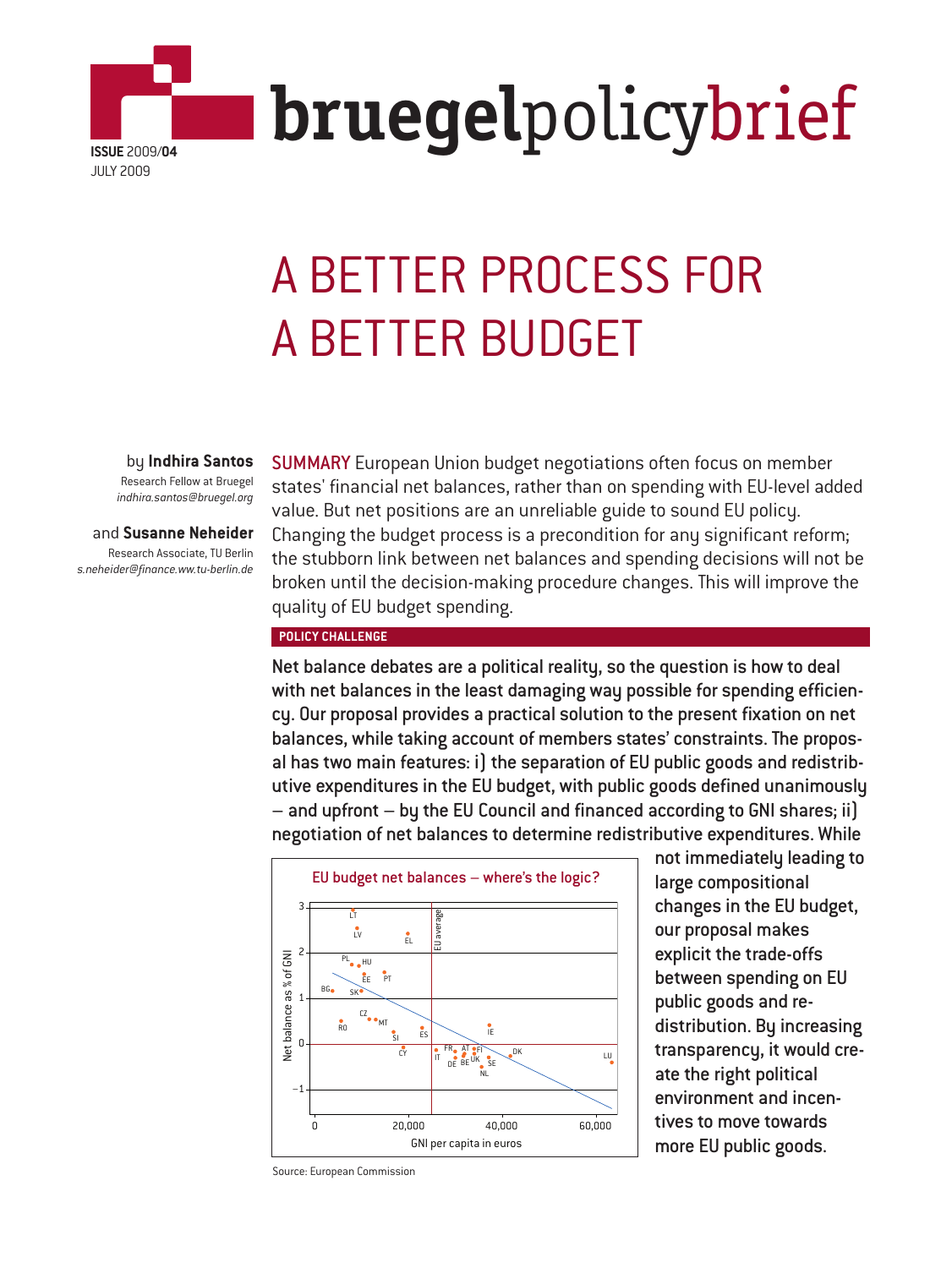# bruegelpolicybrief

**ISSUE** 2009/**04**
JULY 2009

# A BETTER PROCESS FOR A BETTER BUDGET

by **Indhira Santos**
Research Fellow at Bruegel
*indhira.santos@bruegel.org*

and **Susanne Neheider**
Research Associate, TU Berlin
*s.neheider@finance.ww.tu-berlin.de*

**SUMMARY** European Union budget negotiations often focus on member states' financial net balances, rather than on spending with EU-level added value. But net positions are an unreliable guide to sound EU policy. Changing the budget process is a precondition for any significant reform; the stubborn link between net balances and spending decisions will not be broken until the decision-making procedure changes. This will improve the quality of EU budget spending.

## POLICY CHALLENGE

Net balance debates are a political reality, so the question is how to deal with net balances in the least damaging way possible for spending efficiency. Our proposal provides a practical solution to the present fixation on net balances, while taking account of members states' constraints. The proposal has two main features: i) the separation of EU public goods and redistributive expenditures in the EU budget, with public goods defined unanimously – and upfront – by the EU Council and financed according to GNI shares; ii) negotiation of net balances to determine redistributive expenditures. While not immediately leading to large compositional changes in the EU budget, our proposal makes explicit the trade-offs between spending on EU public goods and redistribution. By increasing transparency, it would create the right political environment and incentives to move towards more EU public goods.

EU budget net balances – where's the logic?

Source: European Commission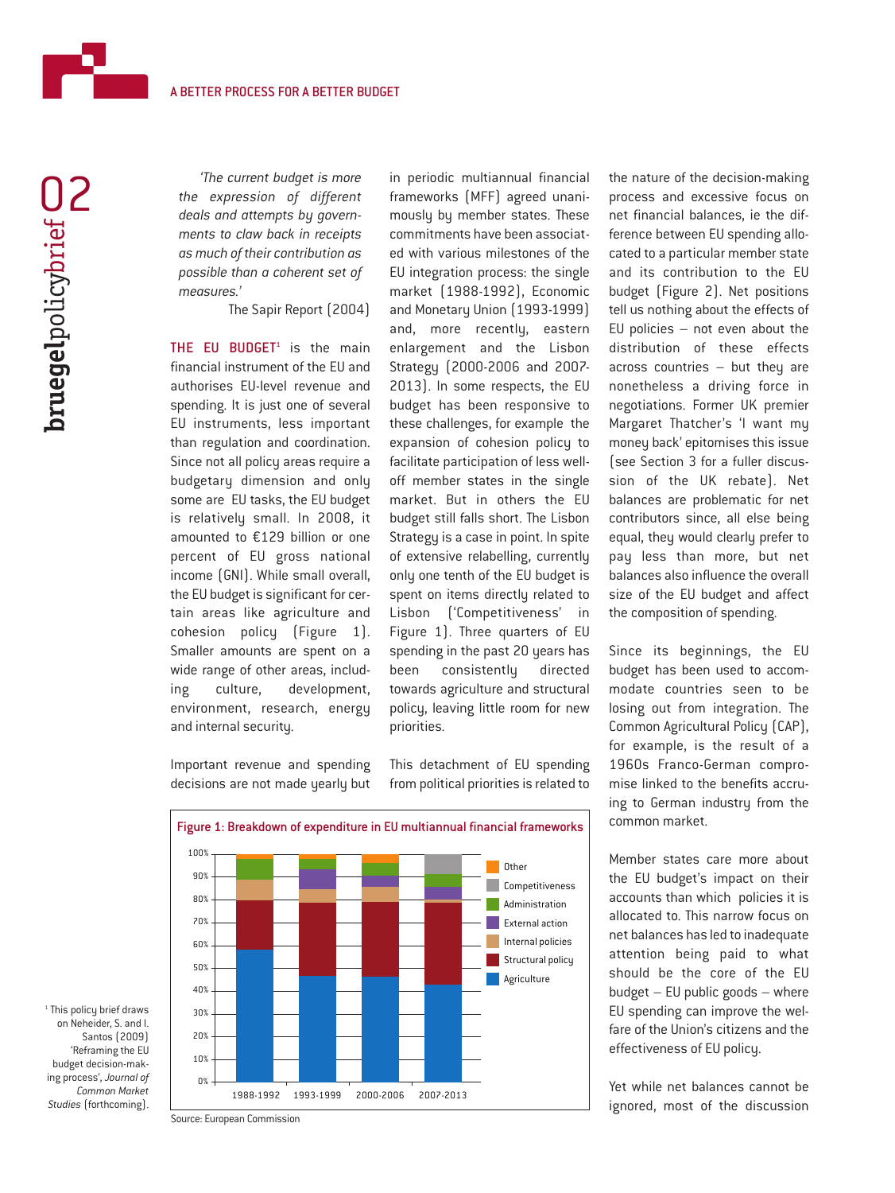*'The current budget is more the expression of different deals and attempts by governments to claw back in receipts as much of their contribution as possible than a coherent set of measures.'*

The Sapir Report (2004)

THE EU BUDGET[1] is the main financial instrument of the EU and authorises EU-level revenue and spending. It is just one of several EU instruments, less important than regulation and coordination. Since not all policy areas require a budgetary dimension and only some are EU tasks, the EU budget is relatively small. In 2008, it amounted to €129 billion or one percent of EU gross national income (GNI). While small overall, the EU budget is significant for certain areas like agriculture and cohesion policy (Figure 1). Smaller amounts are spent on a wide range of other areas, including culture, development, environment, research, energy and internal security.

Important revenue and spending decisions are not made yearly but in periodic multiannual financial frameworks (MFF) agreed unanimously by member states. These commitments have been associated with various milestones of the EU integration process: the single market (1988-1992), Economic and Monetary Union (1993-1999) and, more recently, eastern enlargement and the Lisbon Strategy (2000-2006 and 2007-2013). In some respects, the EU budget has been responsive to these challenges, for example the expansion of cohesion policy to facilitate participation of less well-off member states in the single market. But in others the EU budget still falls short. The Lisbon Strategy is a case in point. In spite of extensive relabelling, currently only one tenth of the EU budget is spent on items directly related to Lisbon ('Competitiveness' in Figure 1). Three quarters of EU spending in the past 20 years has been consistently directed towards agriculture and structural policy, leaving little room for new priorities.

This detachment of EU spending from political priorities is related to the nature of the decision-making process and excessive focus on net financial balances, ie the difference between EU spending allocated to a particular member state and its contribution to the EU budget (Figure 2). Net positions tell us nothing about the effects of EU policies – not even about the distribution of these effects across countries – but they are nonetheless a driving force in negotiations. Former UK premier Margaret Thatcher's 'I want my money back' epitomises this issue (see Section 3 for a fuller discussion of the UK rebate). Net balances are problematic for net contributors since, all else being equal, they would clearly prefer to pay less than more, but net balances also influence the overall size of the EU budget and affect the composition of spending.

Since its beginnings, the EU budget has been used to accommodate countries seen to be losing out from integration. The Common Agricultural Policy (CAP), for example, is the result of a 1960s Franco-German compromise linked to the benefits accruing to German industry from the common market.

Member states care more about the EU budget's impact on their accounts than which policies it is allocated to. This narrow focus on net balances has led to inadequate attention being paid to what should be the core of the EU budget – EU public goods – where EU spending can improve the welfare of the Union's citizens and the effectiveness of EU policy.

Yet while net balances cannot be ignored, most of the discussion

**Figure 1: Breakdown of expenditure in EU multiannual financial frameworks**

Source: European Commission

[1] This policy brief draws on Neheider, S. and I. Santos (2009) 'Reframing the EU budget decision-making process', *Journal of Common Market Studies* (forthcoming).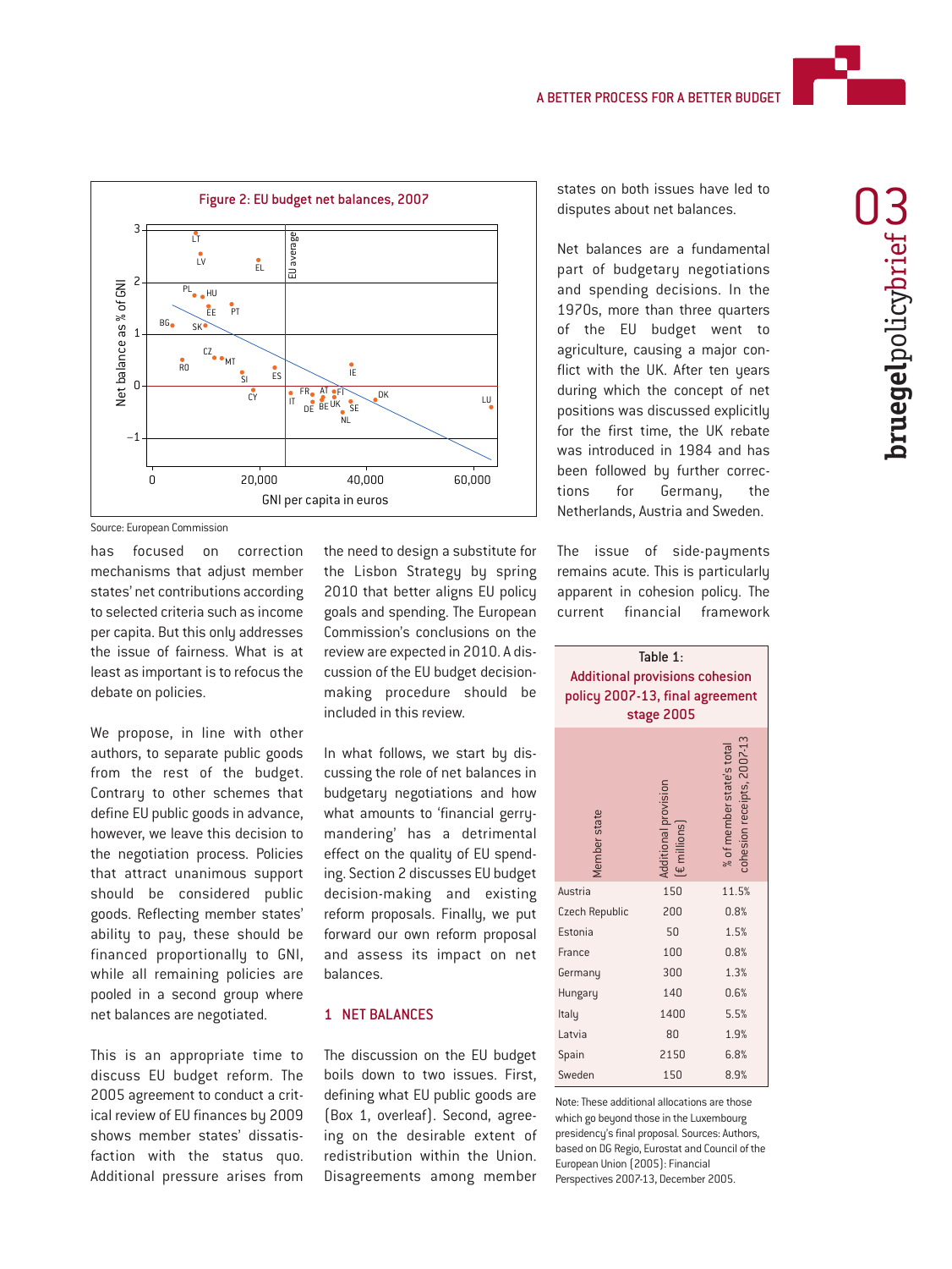Figure 2: EU budget net balances, 2007

Source: European Commission

has focused on correction mechanisms that adjust member states' net contributions according to selected criteria such as income per capita. But this only addresses the issue of fairness. What is at least as important is to refocus the debate on policies.

We propose, in line with other authors, to separate public goods from the rest of the budget. Contrary to other schemes that define EU public goods in advance, however, we leave this decision to the negotiation process. Policies that attract unanimous support should be considered public goods. Reflecting member states' ability to pay, these should be financed proportionally to GNI, while all remaining policies are pooled in a second group where net balances are negotiated.

This is an appropriate time to discuss EU budget reform. The 2005 agreement to conduct a critical review of EU finances by 2009 shows member states' dissatisfaction with the status quo. Additional pressure arises from the need to design a substitute for the Lisbon Strategy by spring 2010 that better aligns EU policy goals and spending. The European Commission's conclusions on the review are expected in 2010. A discussion of the EU budget decision-making procedure should be included in this review.

In what follows, we start by discussing the role of net balances in budgetary negotiations and how what amounts to 'financial gerrymandering' has a detrimental effect on the quality of EU spending. Section 2 discusses EU budget decision-making and existing reform proposals. Finally, we put forward our own reform proposal and assess its impact on net balances.

## 1 NET BALANCES

The discussion on the EU budget boils down to two issues. First, defining what EU public goods are (Box 1, overleaf). Second, agreeing on the desirable extent of redistribution within the Union. Disagreements among member states on both issues have led to disputes about net balances.

Net balances are a fundamental part of budgetary negotiations and spending decisions. In the 1970s, more than three quarters of the EU budget went to agriculture, causing a major conflict with the UK. After ten years during which the concept of net positions was discussed explicitly for the first time, the UK rebate was introduced in 1984 and has been followed by further corrections for Germany, the Netherlands, Austria and Sweden.

The issue of side-payments remains acute. This is particularly apparent in cohesion policy. The current financial framework

Table 1: Additional provisions cohesion policy 2007-13, final agreement stage 2005

| Member state | Additional provision (€ millions) | % of member state's total cohesion receipts, 2007-13 |
|---|---|---|
| Austria | 150 | 11.5% |
| Czech Republic | 200 | 0.8% |
| Estonia | 50 | 1.5% |
| France | 100 | 0.8% |
| Germany | 300 | 1.3% |
| Hungary | 140 | 0.6% |
| Italy | 1400 | 5.5% |
| Latvia | 80 | 1.9% |
| Spain | 2150 | 6.8% |
| Sweden | 150 | 8.9% |

Note: These additional allocations are those which go beyond those in the Luxembourg presidency's final proposal. Sources: Authors, based on DG Regio, Eurostat and Council of the European Union (2005): Financial Perspectives 2007-13, December 2005.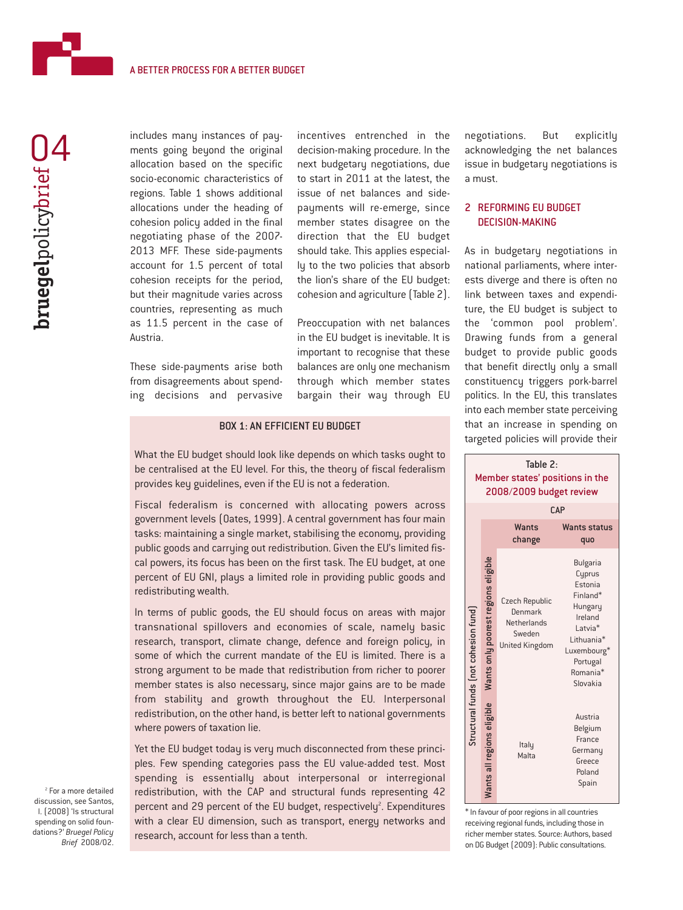includes many instances of payments going beyond the original allocation based on the specific socio-economic characteristics of regions. Table 1 shows additional allocations under the heading of cohesion policy added in the final negotiating phase of the 2007-2013 MFF. These side-payments account for 1.5 percent of total cohesion receipts for the period, but their magnitude varies across countries, representing as much as 11.5 percent in the case of Austria.

These side-payments arise both from disagreements about spending decisions and pervasive incentives entrenched in the decision-making procedure. In the next budgetary negotiations, due to start in 2011 at the latest, the issue of net balances and side-payments will re-emerge, since member states disagree on the direction that the EU budget should take. This applies especially to the two policies that absorb the lion's share of the EU budget: cohesion and agriculture (Table 2).

Preoccupation with net balances in the EU budget is inevitable. It is important to recognise that these balances are only one mechanism through which member states bargain their way through EU negotiations. But explicitly acknowledging the net balances issue in budgetary negotiations is a must.

> **BOX 1: AN EFFICIENT EU BUDGET**
>
> What the EU budget should look like depends on which tasks ought to be centralised at the EU level. For this, the theory of fiscal federalism provides key guidelines, even if the EU is not a federation.
>
> Fiscal federalism is concerned with allocating powers across government levels (Oates, 1999). A central government has four main tasks: maintaining a single market, stabilising the economy, providing public goods and carrying out redistribution. Given the EU's limited fiscal powers, its focus has been on the first task. The EU budget, at one percent of EU GNI, plays a limited role in providing public goods and redistributing wealth.
>
> In terms of public goods, the EU should focus on areas with major transnational spillovers and economies of scale, namely basic research, transport, climate change, defence and foreign policy, in some of which the current mandate of the EU is limited. There is a strong argument to be made that redistribution from richer to poorer member states is also necessary, since major gains are to be made from stability and growth throughout the EU. Interpersonal redistribution, on the other hand, is better left to national governments where powers of taxation lie.
>
> Yet the EU budget today is very much disconnected from these principles. Few spending categories pass the EU value-added test. Most spending is essentially about interpersonal or interregional redistribution, with the CAP and structural funds representing 42 percent and 29 percent of the EU budget, respectively[2]. Expenditures with a clear EU dimension, such as transport, energy networks and research, account for less than a tenth.

[2] For a more detailed discussion, see Santos, I. (2008) 'Is structural spending on solid foundations?' *Bruegel Policy Brief* 2008/02.

## 2 REFORMING EU BUDGET DECISION-MAKING

As in budgetary negotiations in national parliaments, where interests diverge and there is often no link between taxes and expenditure, the EU budget is subject to the 'common pool problem'. Drawing funds from a general budget to provide public goods that benefit directly only a small constituency triggers pork-barrel politics. In the EU, this translates into each member state perceiving that an increase in spending on targeted policies will provide their

**Table 2: Member states' positions in the 2008/2009 budget review**

| Structural funds (not cohesion fund) | CAP: Wants change | CAP: Wants status quo |
|---|---|---|
| Wants only poorest regions eligible | Czech Republic, Denmark, Netherlands, Sweden, United Kingdom | Bulgaria, Cyprus, Estonia, Finland*, Hungary, Ireland, Latvia*, Lithuania*, Luxembourg*, Portugal, Romania*, Slovakia |
| Wants all regions eligible | Italy, Malta | Austria, Belgium, France, Germany, Greece, Poland, Spain |

\* In favour of poor regions in all countries receiving regional funds, including those in richer member states. Source: Authors, based on DG Budget (2009): Public consultations.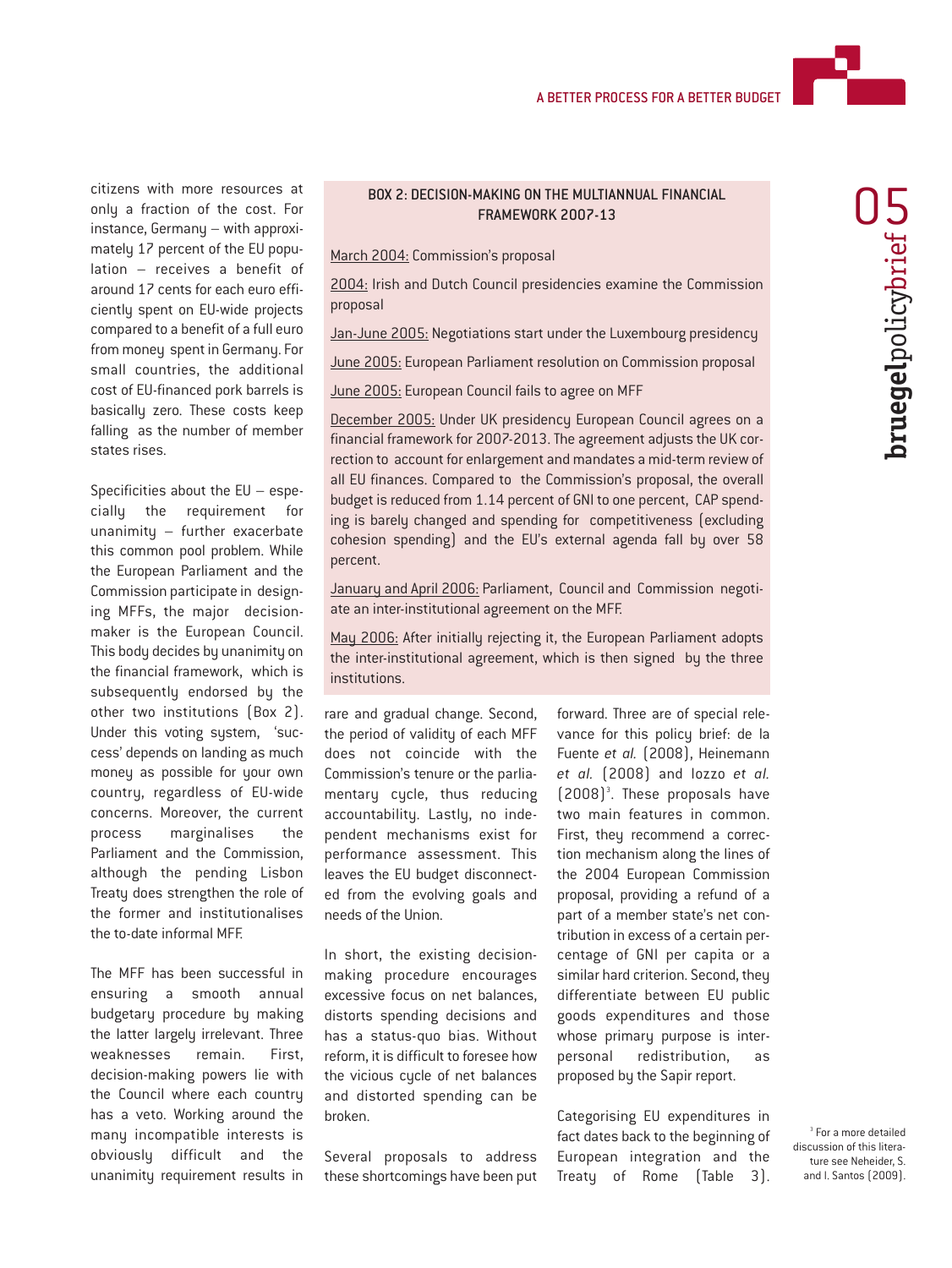citizens with more resources at only a fraction of the cost. For instance, Germany – with approximately 17 percent of the EU population – receives a benefit of around 17 cents for each euro efficiently spent on EU-wide projects compared to a benefit of a full euro from money spent in Germany. For small countries, the additional cost of EU-financed pork barrels is basically zero. These costs keep falling as the number of member states rises.

Specificities about the EU – especially the requirement for unanimity – further exacerbate this common pool problem. While the European Parliament and the Commission participate in designing MFFs, the major decision-maker is the European Council. This body decides by unanimity on the financial framework, which is subsequently endorsed by the other two institutions (Box 2). Under this voting system, 'success' depends on landing as much money as possible for your own country, regardless of EU-wide concerns. Moreover, the current process marginalises the Parliament and the Commission, although the pending Lisbon Treaty does strengthen the role of the former and institutionalises the to-date informal MFF.

The MFF has been successful in ensuring a smooth annual budgetary procedure by making the latter largely irrelevant. Three weaknesses remain. First, decision-making powers lie with the Council where each country has a veto. Working around the many incompatible interests is obviously difficult and the unanimity requirement results in rare and gradual change. Second, the period of validity of each MFF does not coincide with the Commission's tenure or the parliamentary cycle, thus reducing accountability. Lastly, no independent mechanisms exist for performance assessment. This leaves the EU budget disconnected from the evolving goals and needs of the Union.

In short, the existing decision-making procedure encourages excessive focus on net balances, distorts spending decisions and has a status-quo bias. Without reform, it is difficult to foresee how the vicious cycle of net balances and distorted spending can be broken.

Several proposals to address these shortcomings have been put forward. Three are of special relevance for this policy brief: de la Fuente *et al.* (2008), Heinemann *et al.* (2008) and Iozzo *et al.* (2008)[3]. These proposals have two main features in common. First, they recommend a correction mechanism along the lines of the 2004 European Commission proposal, providing a refund of a part of a member state's net contribution in excess of a certain percentage of GNI per capita or a similar hard criterion. Second, they differentiate between EU public goods expenditures and those whose primary purpose is interpersonal redistribution, as proposed by the Sapir report.

Categorising EU expenditures in fact dates back to the beginning of European integration and the Treaty of Rome (Table 3).

**BOX 2: DECISION-MAKING ON THE MULTIANNUAL FINANCIAL FRAMEWORK 2007-13**

March 2004: Commission's proposal

2004: Irish and Dutch Council presidencies examine the Commission proposal

Jan-June 2005: Negotiations start under the Luxembourg presidency

June 2005: European Parliament resolution on Commission proposal

June 2005: European Council fails to agree on MFF

December 2005: Under UK presidency European Council agrees on a financial framework for 2007-2013. The agreement adjusts the UK correction to account for enlargement and mandates a mid-term review of all EU finances. Compared to the Commission's proposal, the overall budget is reduced from 1.14 percent of GNI to one percent, CAP spending is barely changed and spending for competitiveness (excluding cohesion spending) and the EU's external agenda fall by over 58 percent.

January and April 2006: Parliament, Council and Commission negotiate an inter-institutional agreement on the MFF.

May 2006: After initially rejecting it, the European Parliament adopts the inter-institutional agreement, which is then signed by the three institutions.

[3] For a more detailed discussion of this literature see Neheider, S. and I. Santos (2009).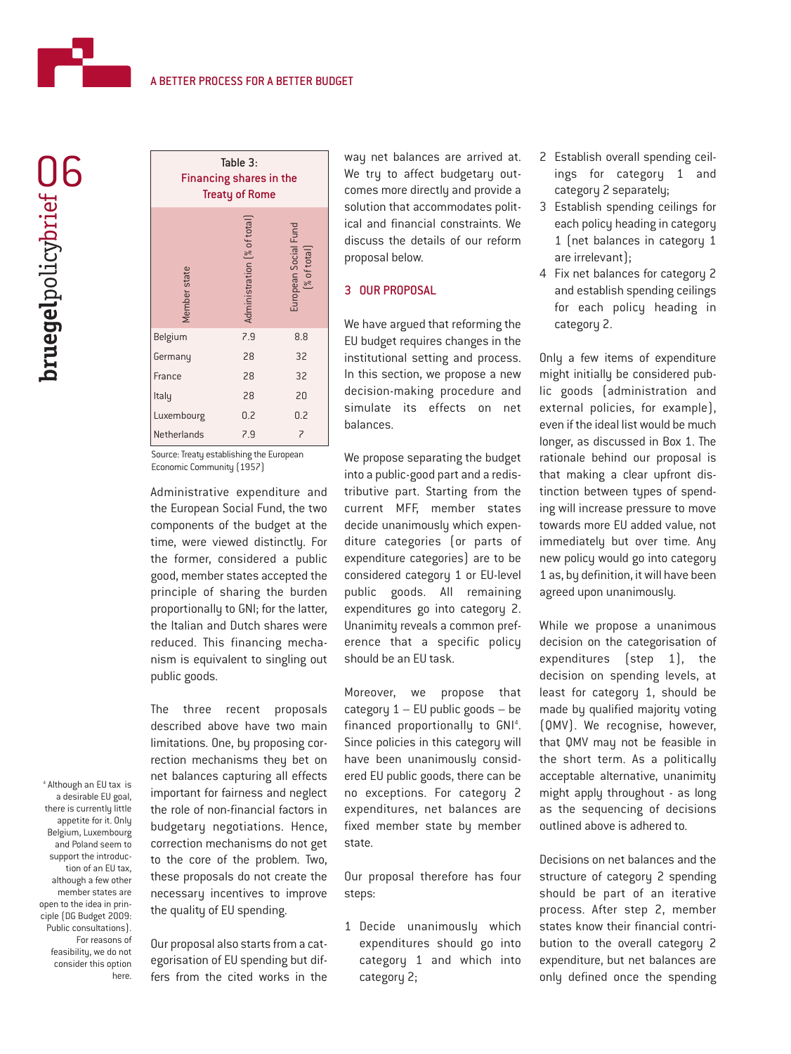**Table 3: Financing shares in the Treaty of Rome**

| Member state | Administration (% of total) | European Social Fund (% of total) |
|---|---|---|
| Belgium | 7.9 | 8.8 |
| Germany | 28 | 32 |
| France | 28 | 32 |
| Italy | 28 | 20 |
| Luxembourg | 0.2 | 0.2 |
| Netherlands | 7.9 | 7 |

Source: Treaty establishing the European Economic Community (1957)

Administrative expenditure and the European Social Fund, the two components of the budget at the time, were viewed distinctly. For the former, considered a public good, member states accepted the principle of sharing the burden proportionally to GNI; for the latter, the Italian and Dutch shares were reduced. This financing mechanism is equivalent to singling out public goods.

The three recent proposals described above have two main limitations. One, by proposing correction mechanisms they bet on net balances capturing all effects important for fairness and neglect the role of non-financial factors in budgetary negotiations. Hence, correction mechanisms do not get to the core of the problem. Two, these proposals do not create the necessary incentives to improve the quality of EU spending.

Our proposal also starts from a categorisation of EU spending but differs from the cited works in the way net balances are arrived at. We try to affect budgetary outcomes more directly and provide a solution that accommodates political and financial constraints. We discuss the details of our reform proposal below.

## 3 OUR PROPOSAL

We have argued that reforming the EU budget requires changes in the institutional setting and process. In this section, we propose a new decision-making procedure and simulate its effects on net balances.

We propose separating the budget into a public-good part and a redistributive part. Starting from the current MFF, member states decide unanimously which expenditure categories (or parts of expenditure categories) are to be considered category 1 or EU-level public goods. All remaining expenditures go into category 2. Unanimity reveals a common preference that a specific policy should be an EU task.

Moreover, we propose that category 1 – EU public goods – be financed proportionally to GNI[4]. Since policies in this category will have been unanimously considered EU public goods, there can be no exceptions. For category 2 expenditures, net balances are fixed member state by member state.

Our proposal therefore has four steps:

1. Decide unanimously which expenditures should go into category 1 and which into category 2;
2. Establish overall spending ceilings for category 1 and category 2 separately;
3. Establish spending ceilings for each policy heading in category 1 (net balances in category 1 are irrelevant);
4. Fix net balances for category 2 and establish spending ceilings for each policy heading in category 2.

Only a few items of expenditure might initially be considered public goods (administration and external policies, for example), even if the ideal list would be much longer, as discussed in Box 1. The rationale behind our proposal is that making a clear upfront distinction between types of spending will increase pressure to move towards more EU added value, not immediately but over time. Any new policy would go into category 1 as, by definition, it will have been agreed upon unanimously.

While we propose a unanimous decision on the categorisation of expenditures (step 1), the decision on spending levels, at least for category 1, should be made by qualified majority voting (QMV). We recognise, however, that QMV may not be feasible in the short term. As a politically acceptable alternative, unanimity might apply throughout - as long as the sequencing of decisions outlined above is adhered to.

Decisions on net balances and the structure of category 2 spending should be part of an iterative process. After step 2, member states know their financial contribution to the overall category 2 expenditure, but net balances are only defined once the spending

[4] Although an EU tax is a desirable EU goal, there is currently little appetite for it. Only Belgium, Luxembourg and Poland seem to support the introduction of an EU tax, although a few other member states are open to the idea in principle (DG Budget 2009: Public consultations). For reasons of feasibility, we do not consider this option here.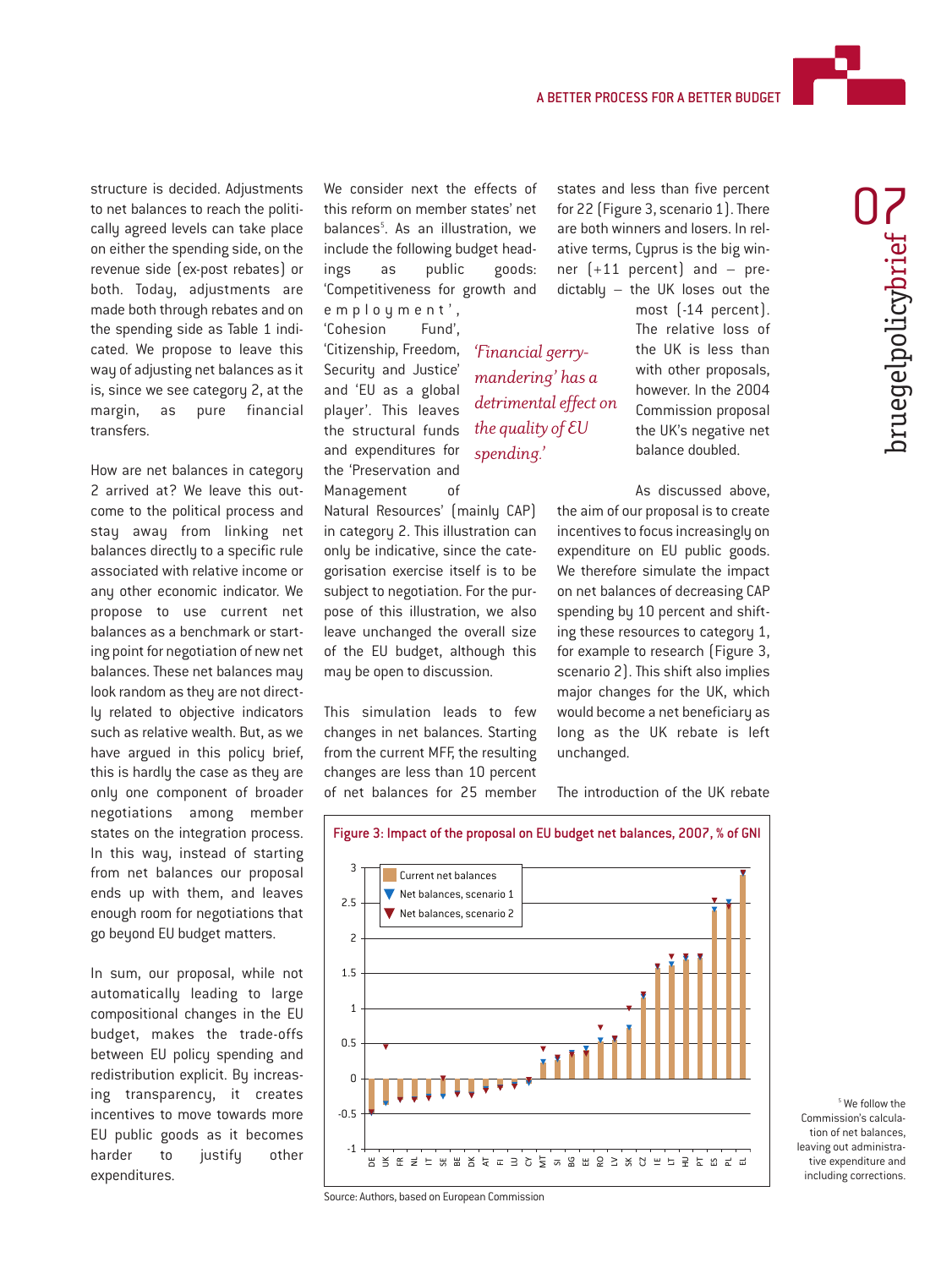structure is decided. Adjustments to net balances to reach the politically agreed levels can take place on either the spending side, on the revenue side (ex-post rebates) or both. Today, adjustments are made both through rebates and on the spending side as Table 1 indicated. We propose to leave this way of adjusting net balances as it is, since we see category 2, at the margin, as pure financial transfers.

How are net balances in category 2 arrived at? We leave this outcome to the political process and stay away from linking net balances directly to a specific rule associated with relative income or any other economic indicator. We propose to use current net balances as a benchmark or starting point for negotiation of new net balances. These net balances may look random as they are not directly related to objective indicators such as relative wealth. But, as we have argued in this policy brief, this is hardly the case as they are only one component of broader negotiations among member states on the integration process. In this way, instead of starting from net balances our proposal ends up with them, and leaves enough room for negotiations that go beyond EU budget matters.

In sum, our proposal, while not automatically leading to large compositional changes in the EU budget, makes the trade-offs between EU policy spending and redistribution explicit. By increasing transparency, it creates incentives to move towards more EU public goods as it becomes harder to justify other expenditures.

We consider next the effects of this reform on member states' net balances[5]. As an illustration, we include the following budget headings as public goods: 'Competitiveness for growth and employment', 'Cohesion Fund', 'Citizenship, Freedom, Security and Justice' and 'EU as a global player'. This leaves the structural funds and expenditures for the 'Preservation and Management of Natural Resources' (mainly CAP) in category 2. This illustration can only be indicative, since the categorisation exercise itself is to be subject to negotiation. For the purpose of this illustration, we also leave unchanged the overall size of the EU budget, although this may be open to discussion.

*'Financial gerrymandering' has a detrimental effect on the quality of EU spending.'*

This simulation leads to few changes in net balances. Starting from the current MFF, the resulting changes are less than 10 percent of net balances for 25 member states and less than five percent for 22 (Figure 3, scenario 1). There are both winners and losers. In relative terms, Cyprus is the big winner (+11 percent) and – predictably – the UK loses out the most (-14 percent). The relative loss of the UK is less than with other proposals, however. In the 2004 Commission proposal the UK's negative net balance doubled.

As discussed above, the aim of our proposal is to create incentives to focus increasingly on expenditure on EU public goods. We therefore simulate the impact on net balances of decreasing CAP spending by 10 percent and shifting these resources to category 1, for example to research (Figure 3, scenario 2). This shift also implies major changes for the UK, which would become a net beneficiary as long as the UK rebate is left unchanged.

The introduction of the UK rebate

**Figure 3: Impact of the proposal on EU budget net balances, 2007, % of GNI**

Legend: Current net balances; Net balances, scenario 1; Net balances, scenario 2

Countries (x-axis): DE, UK, FR, NL, IT, SE, BE, DK, AT, FI, LU, CY, MT, SI, BG, EE, RO, LV, SK, CZ, IE, LT, HU, PT, ES, PL, EL

Source: Authors, based on European Commission

[5] We follow the Commission's calculation of net balances, leaving out administrative expenditure and including corrections.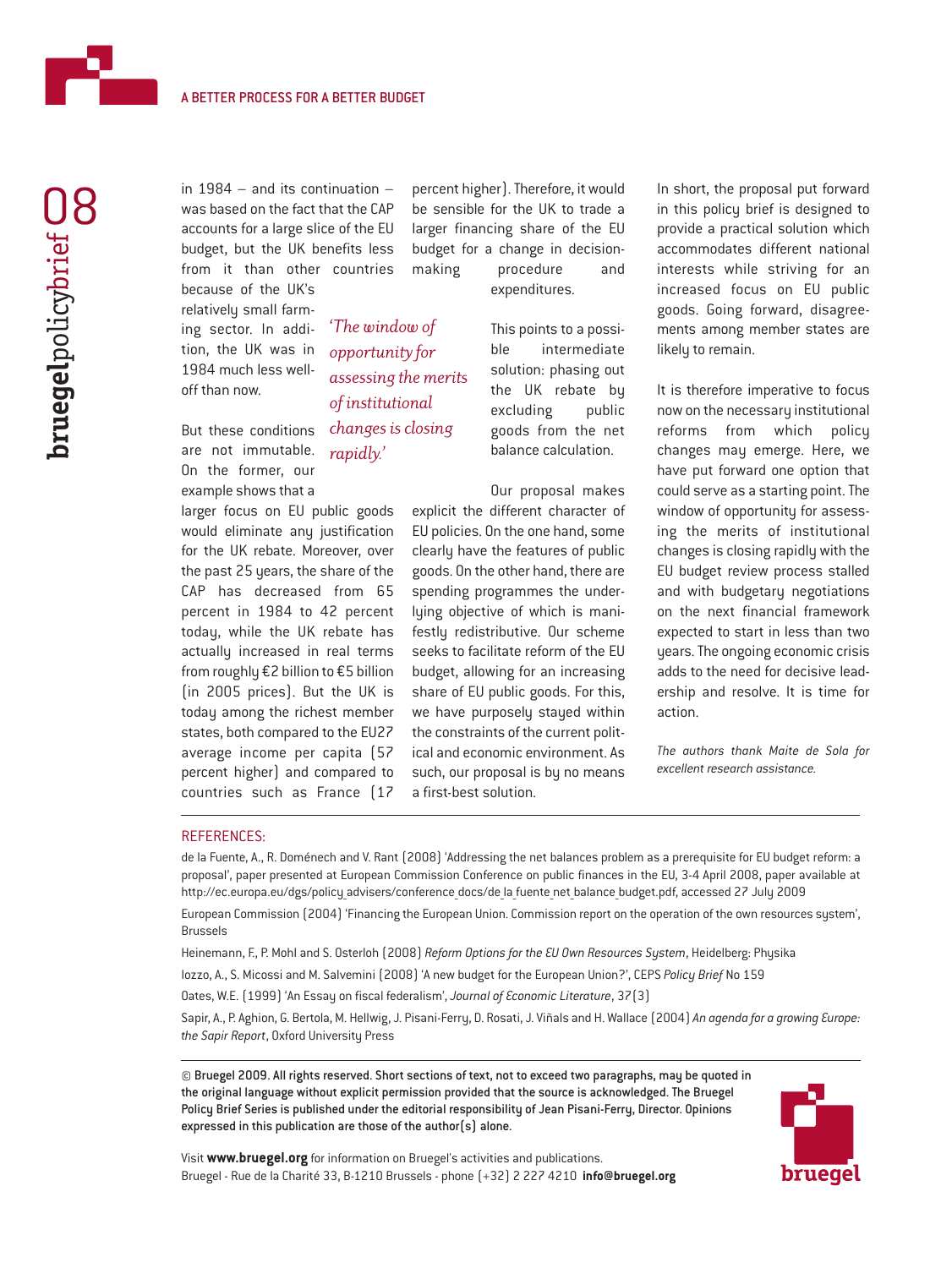in 1984 – and its continuation – was based on the fact that the CAP accounts for a large slice of the EU budget, but the UK benefits less from it than other countries because of the UK's relatively small farming sector. In addition, the UK was in 1984 much less well-off than now.

But these conditions are not immutable. On the former, our example shows that a larger focus on EU public goods would eliminate any justification for the UK rebate. Moreover, over the past 25 years, the share of the CAP has decreased from 65 percent in 1984 to 42 percent today, while the UK rebate has actually increased in real terms from roughly €2 billion to €5 billion (in 2005 prices). But the UK is today among the richest member states, both compared to the EU27 average income per capita (57 percent higher) and compared to countries such as France (17 percent higher). Therefore, it would be sensible for the UK to trade a larger financing share of the EU budget for a change in decision-making procedure and expenditures.

*'The window of opportunity for assessing the merits of institutional changes is closing rapidly.'*

This points to a possible intermediate solution: phasing out the UK rebate by excluding public goods from the net balance calculation.

Our proposal makes explicit the different character of EU policies. On the one hand, some clearly have the features of public goods. On the other hand, there are spending programmes the underlying objective of which is manifestly redistributive. Our scheme seeks to facilitate reform of the EU budget, allowing for an increasing share of EU public goods. For this, we have purposely stayed within the constraints of the current political and economic environment. As such, our proposal is by no means a first-best solution.

In short, the proposal put forward in this policy brief is designed to provide a practical solution which accommodates different national interests while striving for an increased focus on EU public goods. Going forward, disagreements among member states are likely to remain.

It is therefore imperative to focus now on the necessary institutional reforms from which policy changes may emerge. Here, we have put forward one option that could serve as a starting point. The window of opportunity for assessing the merits of institutional changes is closing rapidly with the EU budget review process stalled and with budgetary negotiations on the next financial framework expected to start in less than two years. The ongoing economic crisis adds to the need for decisive leadership and resolve. It is time for action.

*The authors thank Maite de Sola for excellent research assistance.*

## REFERENCES:

de la Fuente, A., R. Doménech and V. Rant (2008) 'Addressing the net balances problem as a prerequisite for EU budget reform: a proposal', paper presented at European Commission Conference on public finances in the EU, 3-4 April 2008, paper available at http://ec.europa.eu/dgs/policy_advisers/conference_docs/de_la_fuente_net_balance_budget.pdf, accessed 27 July 2009

European Commission (2004) 'Financing the European Union. Commission report on the operation of the own resources system', Brussels

Heinemann, F., P. Mohl and S. Osterloh (2008) *Reform Options for the EU Own Resources System*, Heidelberg: Physika

Iozzo, A., S. Micossi and M. Salvemini (2008) 'A new budget for the European Union?', CEPS *Policy Brief* No 159

Oates, W.E. (1999) 'An Essay on fiscal federalism', *Journal of Economic Literature*, 37(3)

Sapir, A., P. Aghion, G. Bertola, M. Hellwig, J. Pisani-Ferry, D. Rosati, J. Viñals and H. Wallace (2004) *An agenda for a growing Europe: the Sapir Report*, Oxford University Press

© Bruegel 2009. All rights reserved. Short sections of text, not to exceed two paragraphs, may be quoted in the original language without explicit permission provided that the source is acknowledged. The Bruegel Policy Brief Series is published under the editorial responsibility of Jean Pisani-Ferry, Director. Opinions expressed in this publication are those of the author(s) alone.

Visit **www.bruegel.org** for information on Bruegel's activities and publications.
Bruegel - Rue de la Charité 33, B-1210 Brussels - phone (+32) 2 227 4210 **info@bruegel.org**